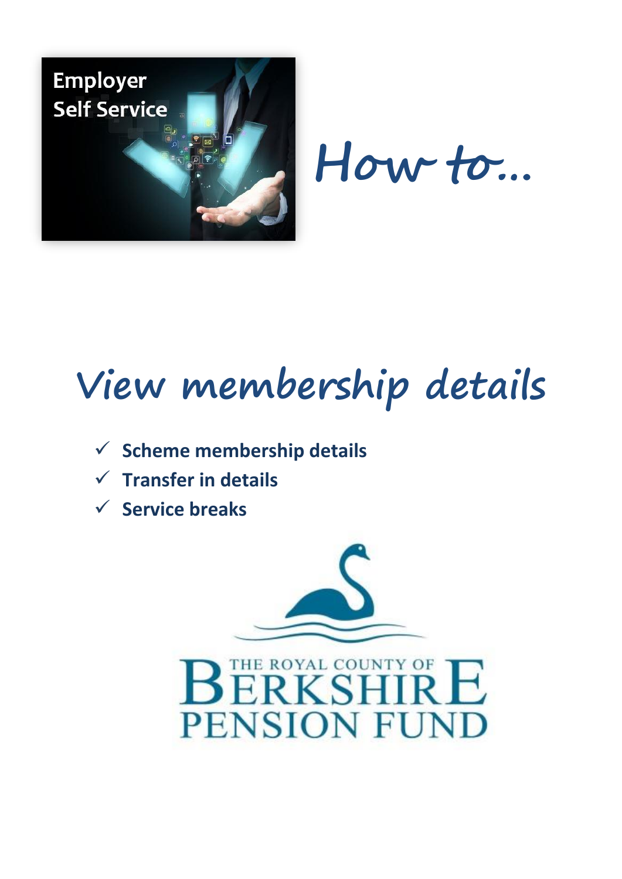Employer
Self Service

# How to...

# View membership details

- ✓ **Scheme membership details**
- ✓ **Transfer in details**
- ✓ **Service breaks**

THE ROYAL COUNTY OF
BERKSHIRE
PENSION FUND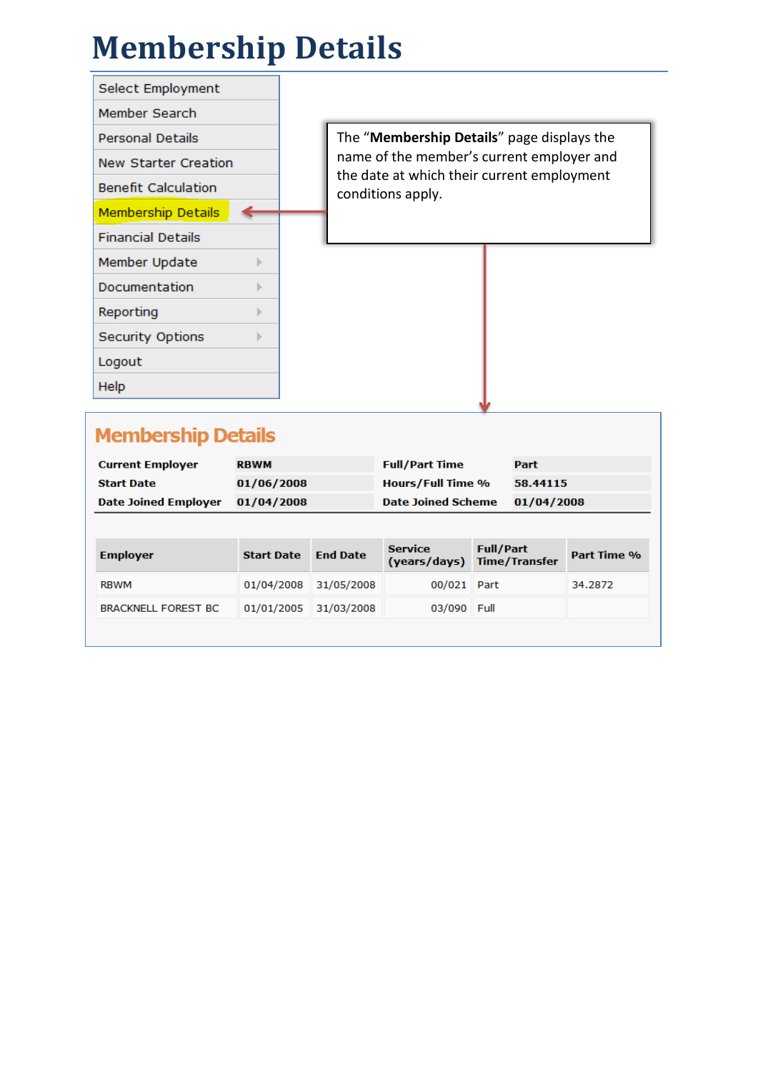# Membership Details

- Select Employment
- Member Search
- Personal Details
- New Starter Creation
- Benefit Calculation
- Membership Details
- Financial Details
- Member Update
- Documentation
- Reporting
- Security Options
- Logout
- Help

The "**Membership Details**" page displays the name of the member's current employer and the date at which their current employment conditions apply.

## Membership Details

| | | | |
|---|---|---|---|
| **Current Employer** | **RBWM** | **Full/Part Time** | **Part** |
| **Start Date** | **01/06/2008** | **Hours/Full Time %** | **58.44115** |
| **Date Joined Employer** | **01/04/2008** | **Date Joined Scheme** | **01/04/2008** |

| Employer | Start Date | End Date | Service (years/days) | Full/Part Time/Transfer | Part Time % |
|---|---|---|---|---|---|
| RBWM | 01/04/2008 | 31/05/2008 | 00/021 | Part | 34.2872 |
| BRACKNELL FOREST BC | 01/01/2005 | 31/03/2008 | 03/090 | Full | |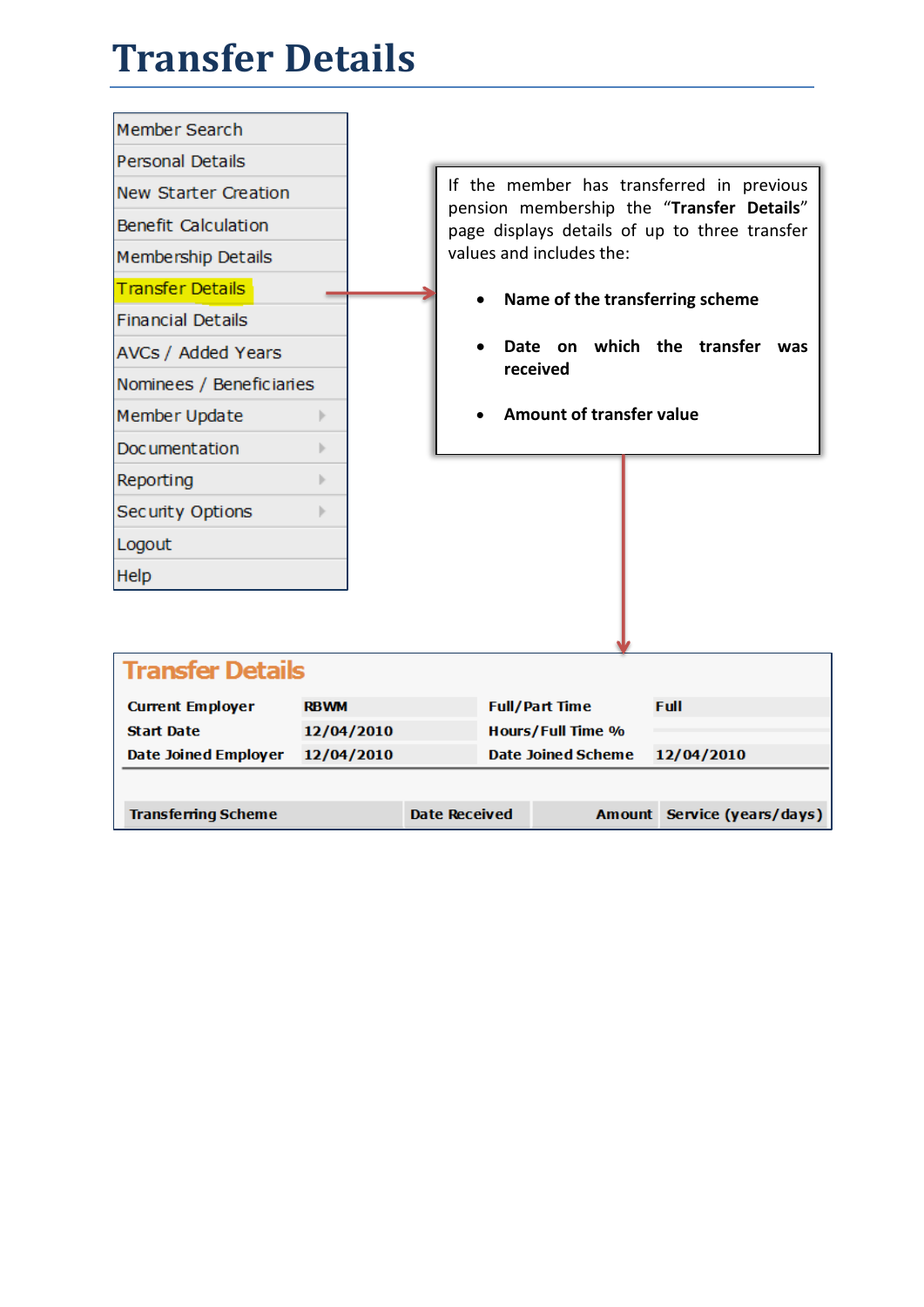# Transfer Details

Member Search
Personal Details
New Starter Creation
Benefit Calculation
Membership Details
Transfer Details
Financial Details
AVCs / Added Years
Nominees / Beneficiaries
Member Update
Documentation
Reporting
Security Options
Logout
Help

If the member has transferred in previous pension membership the "**Transfer Details**" page displays details of up to three transfer values and includes the:

- **Name of the transferring scheme**
- **Date on which the transfer was received**
- **Amount of transfer value**

## Transfer Details

| | | | |
|---|---|---|---|
| **Current Employer** | **RBWM** | **Full/Part Time** | **Full** |
| **Start Date** | **12/04/2010** | **Hours/Full Time %** | |
| **Date Joined Employer** | **12/04/2010** | **Date Joined Scheme** | **12/04/2010** |

| Transferring Scheme | Date Received | Amount | Service (years/days) |
|---|---|---|---|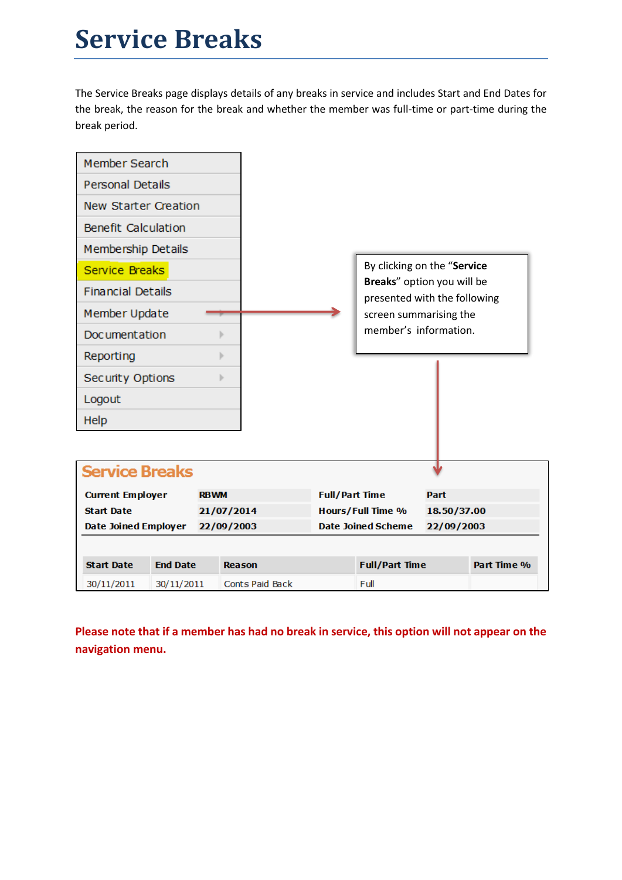# Service Breaks

The Service Breaks page displays details of any breaks in service and includes Start and End Dates for the break, the reason for the break and whether the member was full-time or part-time during the break period.

- Member Search
- Personal Details
- New Starter Creation
- Benefit Calculation
- Membership Details
- Service Breaks
- Financial Details
- Member Update
- Documentation
- Reporting
- Security Options
- Logout
- Help

By clicking on the "**Service Breaks**" option you will be presented with the following screen summarising the member's information.

**Service Breaks**

| | | | |
|---|---|---|---|
| **Current Employer** | **RBWM** | **Full/Part Time** | **Part** |
| **Start Date** | **21/07/2014** | **Hours/Full Time %** | **18.50/37.00** |
| **Date Joined Employer** | **22/09/2003** | **Date Joined Scheme** | **22/09/2003** |

| Start Date | End Date | Reason | Full/Part Time | Part Time % |
|---|---|---|---|---|
| 30/11/2011 | 30/11/2011 | Conts Paid Back | Full | |

**Please note that if a member has had no break in service, this option will not appear on the navigation menu.**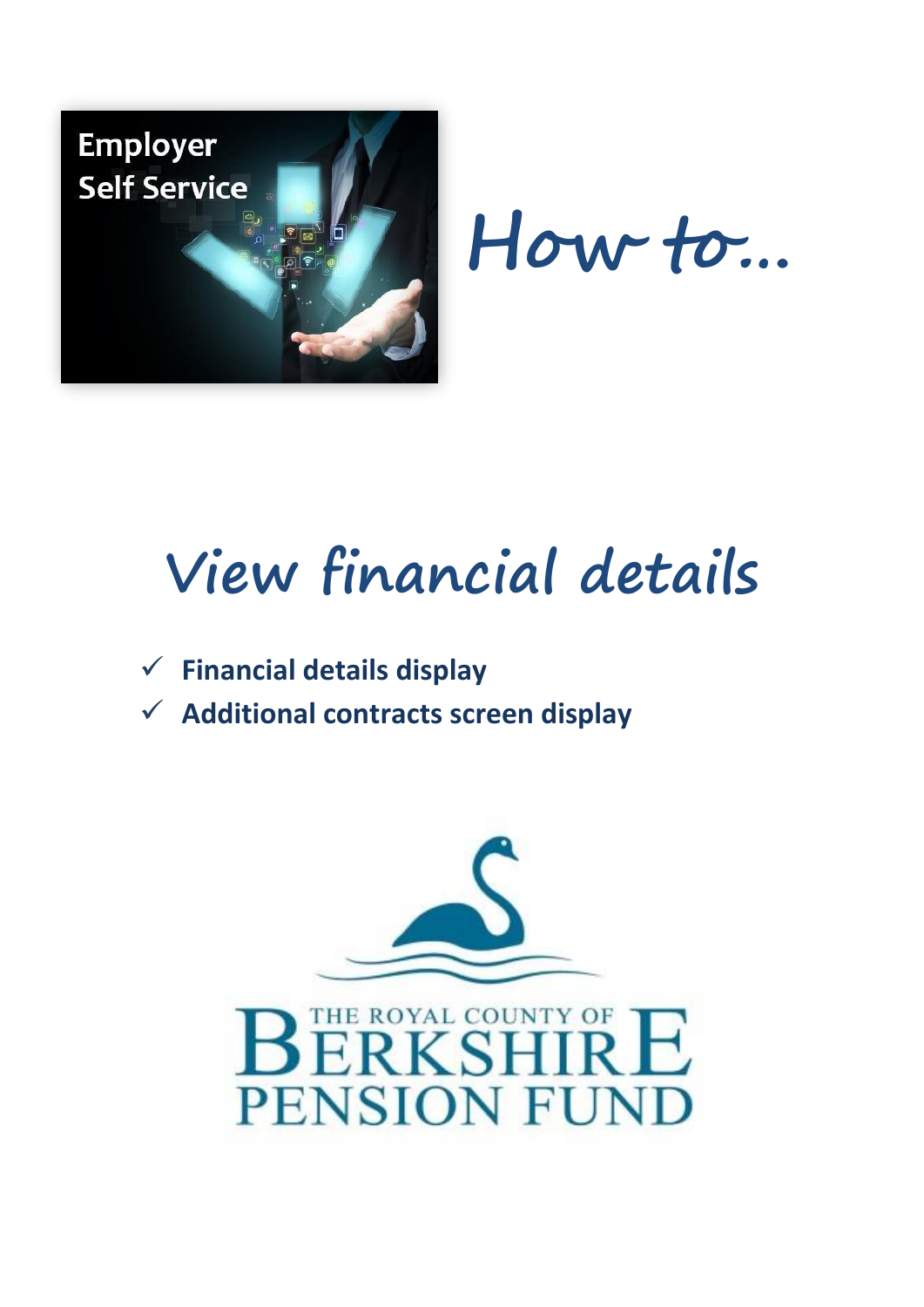Employer Self Service

# How to...

## View financial details

- ✓ **Financial details display**
- ✓ **Additional contracts screen display**

THE ROYAL COUNTY OF BERKSHIRE PENSION FUND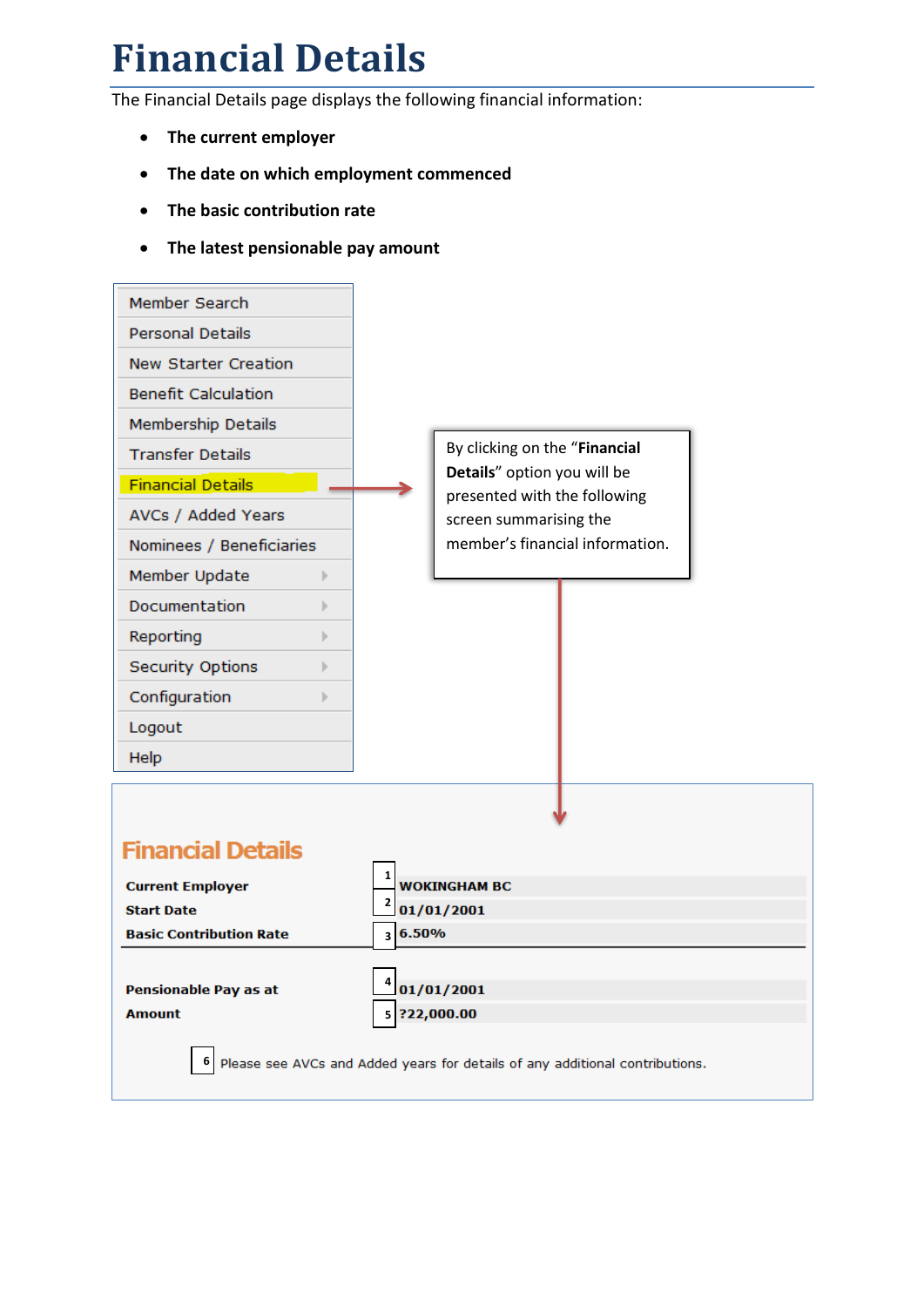# Financial Details

The Financial Details page displays the following financial information:

- **The current employer**
- **The date on which employment commenced**
- **The basic contribution rate**
- **The latest pensionable pay amount**

Member Search
Personal Details
New Starter Creation
Benefit Calculation
Membership Details
Transfer Details
Financial Details
AVCs / Added Years
Nominees / Beneficiaries
Member Update
Documentation
Reporting
Security Options
Configuration
Logout
Help

By clicking on the "**Financial Details**" option you will be presented with the following screen summarising the member's financial information.

## Financial Details

| | | |
|---|---|---|
| Current Employer | 1 | WOKINGHAM BC |
| Start Date | 2 | 01/01/2001 |
| Basic Contribution Rate | 3 | 6.50% |
| Pensionable Pay as at | 4 | 01/01/2001 |
| Amount | 5 | ?22,000.00 |

6 Please see AVCs and Added years for details of any additional contributions.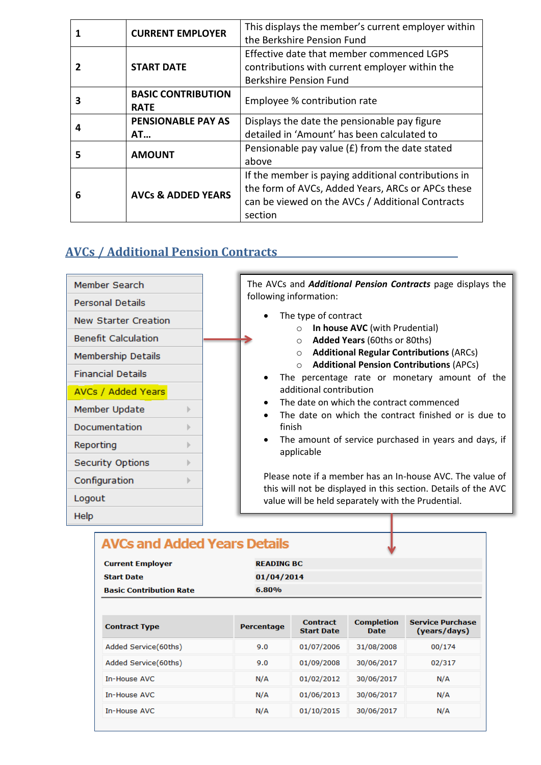| | | |
|---|---|---|
| 1 | **CURRENT EMPLOYER** | This displays the member's current employer within the Berkshire Pension Fund |
| 2 | **START DATE** | Effective date that member commenced LGPS contributions with current employer within the Berkshire Pension Fund |
| 3 | **BASIC CONTRIBUTION RATE** | Employee % contribution rate |
| 4 | **PENSIONABLE PAY AS AT…** | Displays the date the pensionable pay figure detailed in 'Amount' has been calculated to |
| 5 | **AMOUNT** | Pensionable pay value (£) from the date stated above |
| 6 | **AVCs & ADDED YEARS** | If the member is paying additional contributions in the form of AVCs, Added Years, ARCs or APCs these can be viewed on the AVCs / Additional Contracts section |

## AVCs / Additional Pension Contracts

- Member Search
- Personal Details
- New Starter Creation
- Benefit Calculation
- Membership Details
- Financial Details
- AVCs / Added Years
- Member Update
- Documentation
- Reporting
- Security Options
- Configuration
- Logout
- Help

The AVCs and ***Additional Pension Contracts*** page displays the following information:

- The type of contract
  - **In house AVC** (with Prudential)
  - **Added Years** (60ths or 80ths)
  - **Additional Regular Contributions** (ARCs)
  - **Additional Pension Contributions** (APCs)
- The percentage rate or monetary amount of the additional contribution
- The date on which the contract commenced
- The date on which the contract finished or is due to finish
- The amount of service purchased in years and days, if applicable

Please note if a member has an In-house AVC. The value of this will not be displayed in this section. Details of the AVC value will be held separately with the Prudential.

### AVCs and Added Years Details

| | |
|---|---|
| **Current Employer** | **READING BC** |
| **Start Date** | **01/04/2014** |
| **Basic Contribution Rate** | **6.80%** |

| Contract Type | Percentage | Contract Start Date | Completion Date | Service Purchase (years/days) |
|---|---|---|---|---|
| Added Service(60ths) | 9.0 | 01/07/2006 | 31/08/2008 | 00/174 |
| Added Service(60ths) | 9.0 | 01/09/2008 | 30/06/2017 | 02/317 |
| In-House AVC | N/A | 01/02/2012 | 30/06/2017 | N/A |
| In-House AVC | N/A | 01/06/2013 | 30/06/2017 | N/A |
| In-House AVC | N/A | 01/10/2015 | 30/06/2017 | N/A |